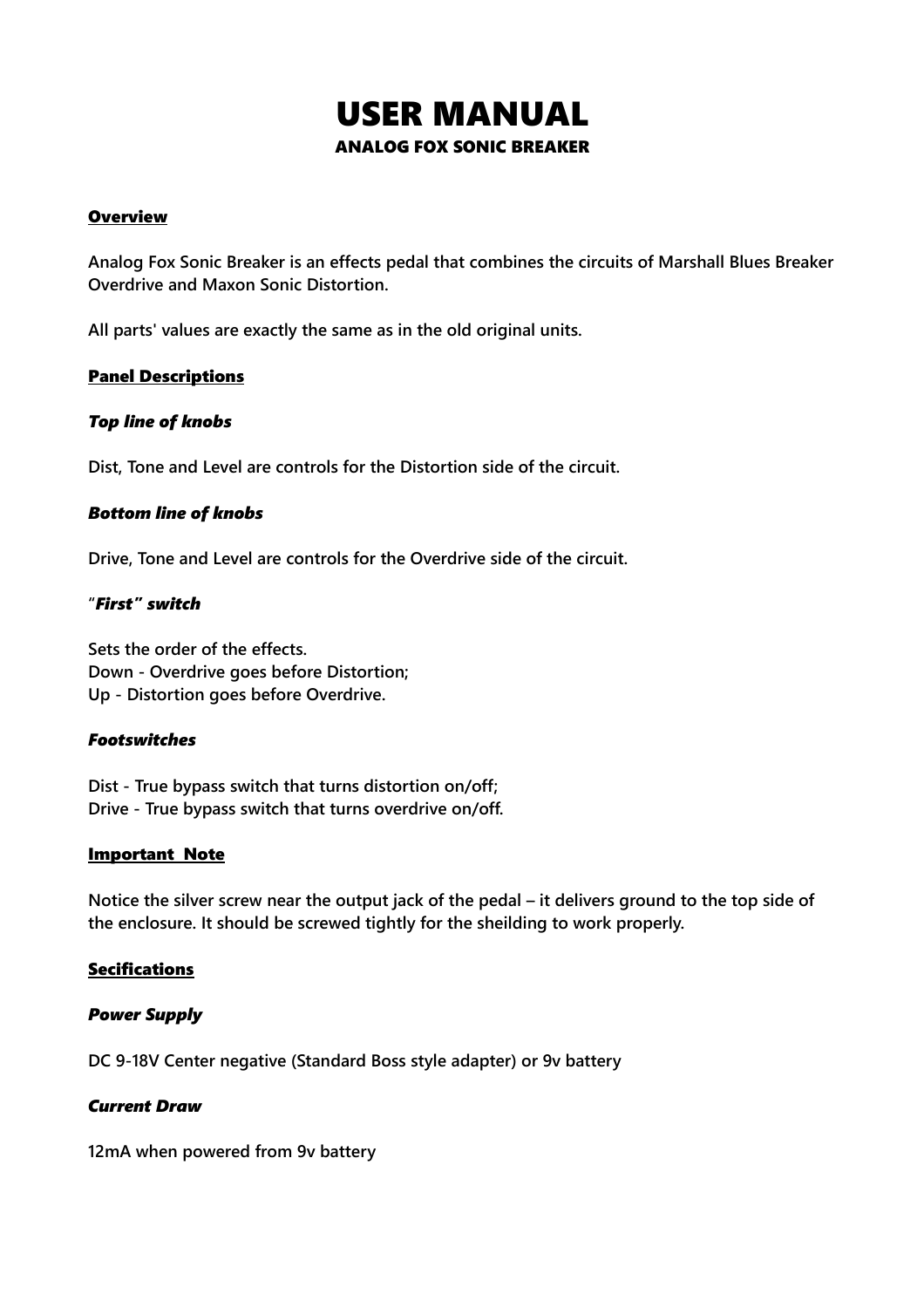# USER MANUAL

## ANALOG FOX SONIC BREAKER

### Overview

**Analog Fox Sonic Breaker is an effects pedal that combines the circuits of Marshall Blues Breaker Overdrive and Maxon Sonic Distortion.**

**All parts' values are exactly the same as in the old original units.**

### Panel Descriptions

#### *Top line of knobs*

**Dist, Tone and Level are controls for the Distortion side of the circuit.**

#### *Bottom line of knobs*

**Drive, Tone and Level are controls for the Overdrive side of the circuit.**

#### *"First" switch*

**Sets the order of the effects.**
**Down - Overdrive goes before Distortion;**
**Up - Distortion goes before Overdrive.**

#### *Footswitches*

**Dist - True bypass switch that turns distortion on/off;**
**Drive - True bypass switch that turns overdrive on/off.**

### Important  Note

**Notice the silver screw near the output jack of the pedal – it delivers ground to the top side of the enclosure. It should be screwed tightly for the sheilding to work properly.**

### Secifications

#### *Power Supply*

**DC 9-18V Center negative (Standard Boss style adapter) or 9v battery**

#### *Current Draw*

**12mA when powered from 9v battery**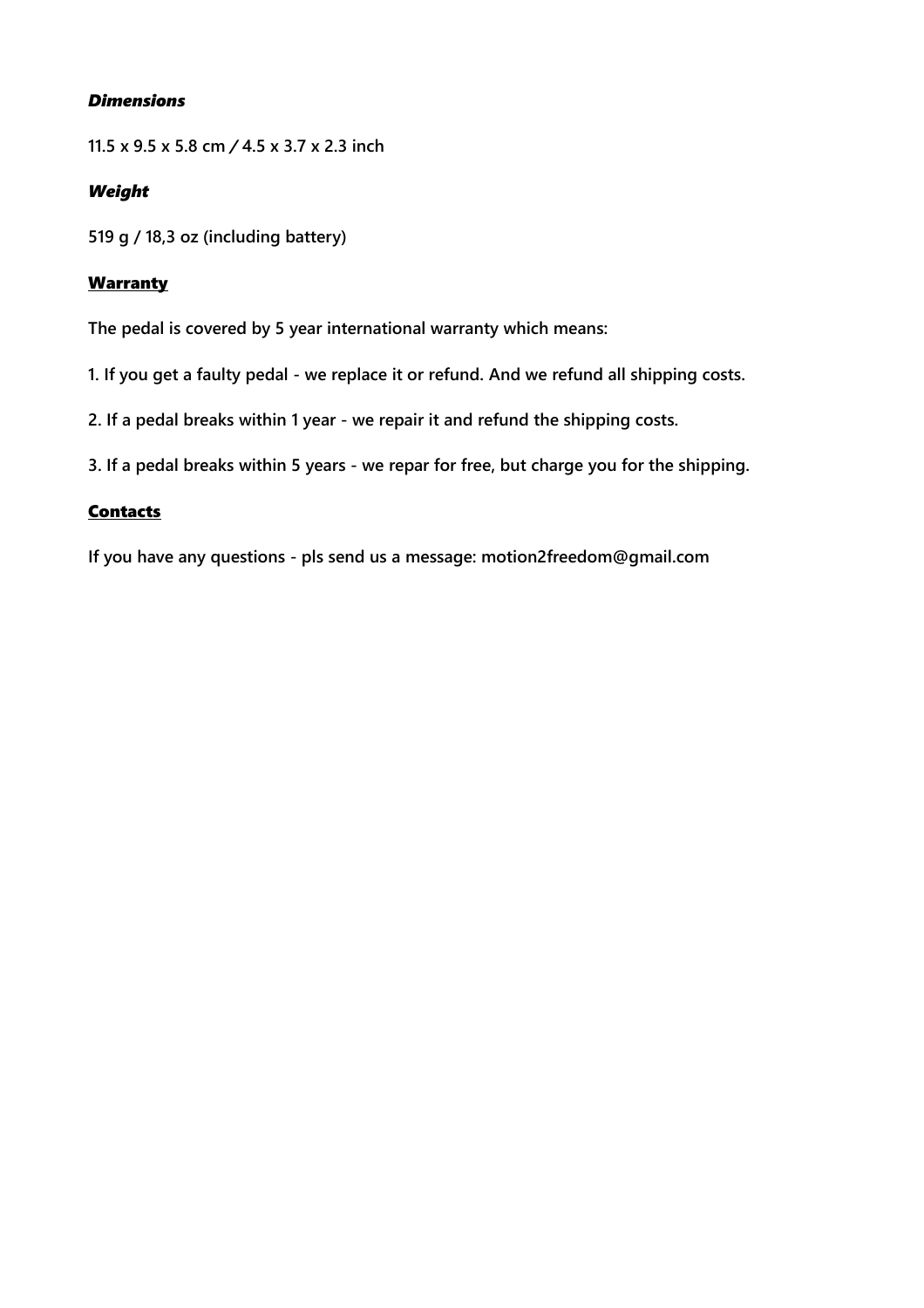***Dimensions***

**11.5 x 9.5 x 5.8 cm / 4.5 x 3.7 x 2.3 inch**

***Weight***

**519 g / 18,3 oz (including battery)**

## **Warranty**

**The pedal is covered by 5 year international warranty which means:**

**1. If you get a faulty pedal - we replace it or refund. And we refund all shipping costs.**

**2. If a pedal breaks within 1 year - we repair it and refund the shipping costs.**

**3. If a pedal breaks within 5 years - we repar for free, but charge you for the shipping.**

## **Contacts**

**If you have any questions - pls send us a message: motion2freedom@gmail.com**